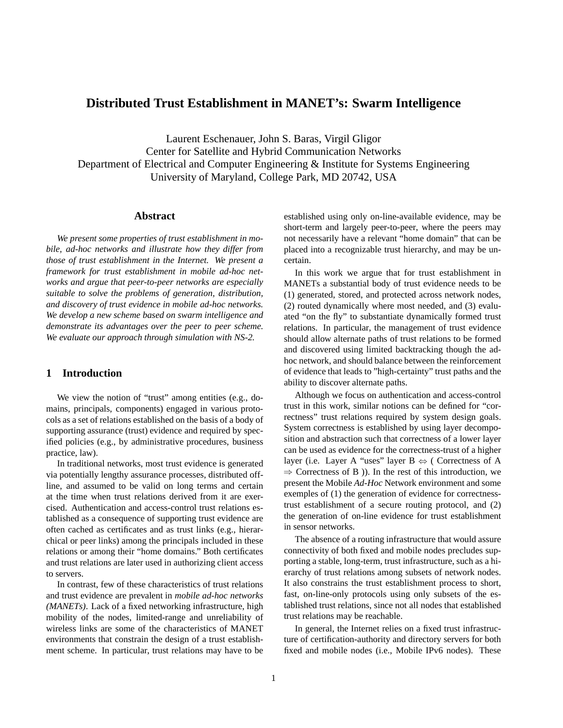# Distributed Trust Establishment in MANET's: Swarm Intelligence

Laurent Eschenauer, John S. Baras, Virgil Gligor
Center for Satellite and Hybrid Communication Networks
Department of Electrical and Computer Engineering & Institute for Systems Engineering
University of Maryland, College Park, MD 20742, USA

## Abstract

*We present some properties of trust establishment in mobile, ad-hoc networks and illustrate how they differ from those of trust establishment in the Internet. We present a framework for trust establishment in mobile ad-hoc networks and argue that peer-to-peer networks are especially suitable to solve the problems of generation, distribution, and discovery of trust evidence in mobile ad-hoc networks. We develop a new scheme based on swarm intelligence and demonstrate its advantages over the peer to peer scheme. We evaluate our approach through simulation with NS-2.*

## 1 Introduction

We view the notion of "trust" among entities (e.g., domains, principals, components) engaged in various protocols as a set of relations established on the basis of a body of supporting assurance (trust) evidence and required by specified policies (e.g., by administrative procedures, business practice, law).

In traditional networks, most trust evidence is generated via potentially lengthy assurance processes, distributed offline, and assumed to be valid on long terms and certain at the time when trust relations derived from it are exercised. Authentication and access-control trust relations established as a consequence of supporting trust evidence are often cached as certificates and as trust links (e.g., hierarchical or peer links) among the principals included in these relations or among their "home domains." Both certificates and trust relations are later used in authorizing client access to servers.

In contrast, few of these characteristics of trust relations and trust evidence are prevalent in *mobile ad-hoc networks (MANETs)*. Lack of a fixed networking infrastructure, high mobility of the nodes, limited-range and unreliability of wireless links are some of the characteristics of MANET environments that constrain the design of a trust establishment scheme. In particular, trust relations may have to be established using only on-line-available evidence, may be short-term and largely peer-to-peer, where the peers may not necessarily have a relevant "home domain" that can be placed into a recognizable trust hierarchy, and may be uncertain.

In this work we argue that for trust establishment in MANETs a substantial body of trust evidence needs to be (1) generated, stored, and protected across network nodes, (2) routed dynamically where most needed, and (3) evaluated "on the fly" to substantiate dynamically formed trust relations. In particular, the management of trust evidence should allow alternate paths of trust relations to be formed and discovered using limited backtracking though the ad-hoc network, and should balance between the reinforcement of evidence that leads to "high-certainty" trust paths and the ability to discover alternate paths.

Although we focus on authentication and access-control trust in this work, similar notions can be defined for "correctness" trust relations required by system design goals. System correctness is established by using layer decomposition and abstraction such that correctness of a lower layer can be used as evidence for the correctness-trust of a higher layer (i.e. Layer A "uses" layer B $\Leftrightarrow$ ( Correctness of A $\Rightarrow$ Correctness of B )). In the rest of this introduction, we present the Mobile *Ad-Hoc* Network environment and some exemples of (1) the generation of evidence for correctness-trust establishment of a secure routing protocol, and (2) the generation of on-line evidence for trust establishment in sensor networks.

The absence of a routing infrastructure that would assure connectivity of both fixed and mobile nodes precludes supporting a stable, long-term, trust infrastructure, such as a hierarchy of trust relations among subsets of network nodes. It also constrains the trust establishment process to short, fast, on-line-only protocols using only subsets of the established trust relations, since not all nodes that established trust relations may be reachable.

In general, the Internet relies on a fixed trust infrastructure of certification-authority and directory servers for both fixed and mobile nodes (i.e., Mobile IPv6 nodes). These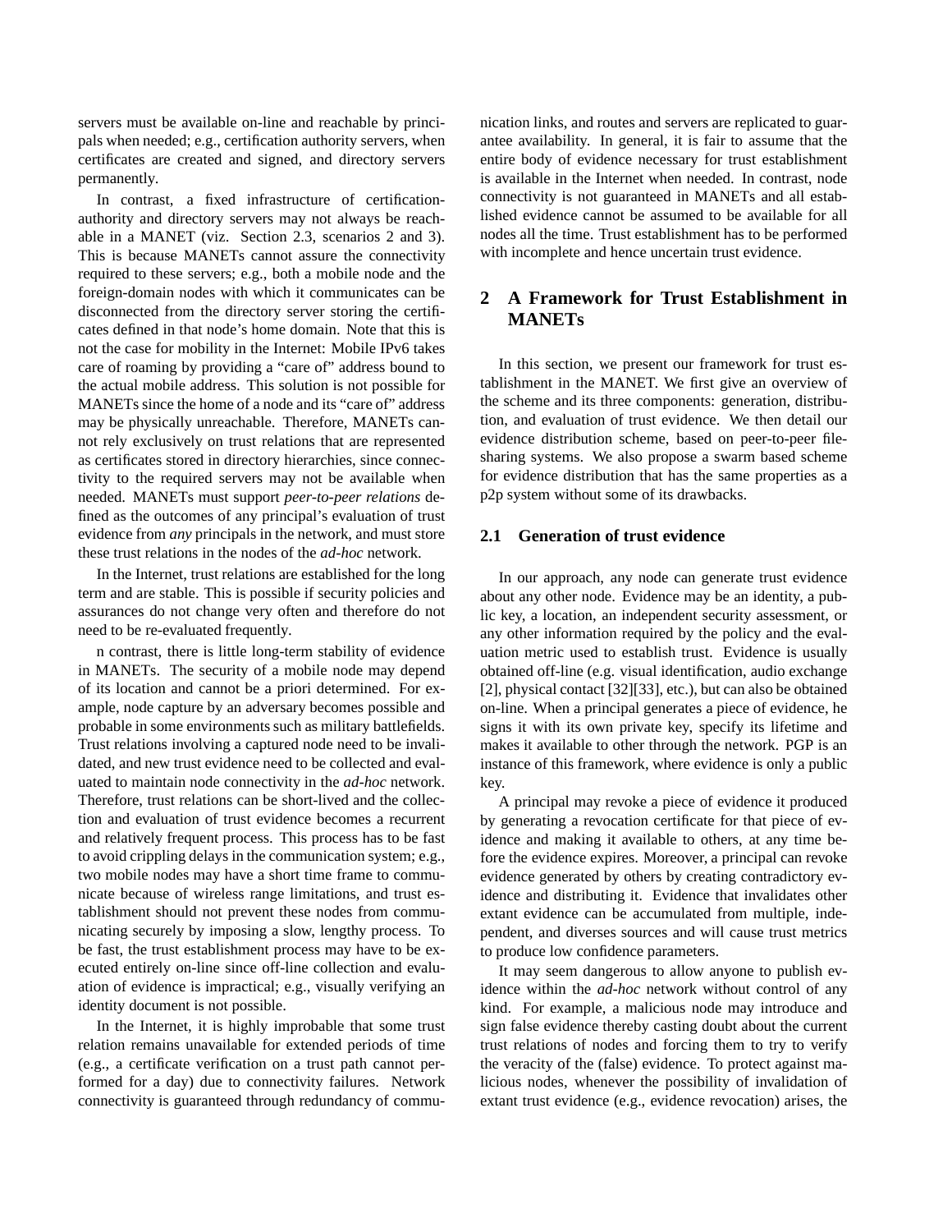servers must be available on-line and reachable by principals when needed; e.g., certification authority servers, when certificates are created and signed, and directory servers permanently.

In contrast, a fixed infrastructure of certification-authority and directory servers may not always be reachable in a MANET (viz. Section 2.3, scenarios 2 and 3). This is because MANETs cannot assure the connectivity required to these servers; e.g., both a mobile node and the foreign-domain nodes with which it communicates can be disconnected from the directory server storing the certificates defined in that node's home domain. Note that this is not the case for mobility in the Internet: Mobile IPv6 takes care of roaming by providing a "care of" address bound to the actual mobile address. This solution is not possible for MANETs since the home of a node and its "care of" address may be physically unreachable. Therefore, MANETs cannot rely exclusively on trust relations that are represented as certificates stored in directory hierarchies, since connectivity to the required servers may not be available when needed. MANETs must support *peer-to-peer relations* defined as the outcomes of any principal's evaluation of trust evidence from *any* principals in the network, and must store these trust relations in the nodes of the *ad-hoc* network.

In the Internet, trust relations are established for the long term and are stable. This is possible if security policies and assurances do not change very often and therefore do not need to be re-evaluated frequently.

n contrast, there is little long-term stability of evidence in MANETs. The security of a mobile node may depend of its location and cannot be a priori determined. For example, node capture by an adversary becomes possible and probable in some environments such as military battlefields. Trust relations involving a captured node need to be invalidated, and new trust evidence need to be collected and evaluated to maintain node connectivity in the *ad-hoc* network. Therefore, trust relations can be short-lived and the collection and evaluation of trust evidence becomes a recurrent and relatively frequent process. This process has to be fast to avoid crippling delays in the communication system; e.g., two mobile nodes may have a short time frame to communicate because of wireless range limitations, and trust establishment should not prevent these nodes from communicating securely by imposing a slow, lengthy process. To be fast, the trust establishment process may have to be executed entirely on-line since off-line collection and evaluation of evidence is impractical; e.g., visually verifying an identity document is not possible.

In the Internet, it is highly improbable that some trust relation remains unavailable for extended periods of time (e.g., a certificate verification on a trust path cannot performed for a day) due to connectivity failures. Network connectivity is guaranteed through redundancy of communication links, and routes and servers are replicated to guarantee availability. In general, it is fair to assume that the entire body of evidence necessary for trust establishment is available in the Internet when needed. In contrast, node connectivity is not guaranteed in MANETs and all established evidence cannot be assumed to be available for all nodes all the time. Trust establishment has to be performed with incomplete and hence uncertain trust evidence.

## 2 A Framework for Trust Establishment in MANETs

In this section, we present our framework for trust establishment in the MANET. We first give an overview of the scheme and its three components: generation, distribution, and evaluation of trust evidence. We then detail our evidence distribution scheme, based on peer-to-peer file-sharing systems. We also propose a swarm based scheme for evidence distribution that has the same properties as a p2p system without some of its drawbacks.

### 2.1 Generation of trust evidence

In our approach, any node can generate trust evidence about any other node. Evidence may be an identity, a public key, a location, an independent security assessment, or any other information required by the policy and the evaluation metric used to establish trust. Evidence is usually obtained off-line (e.g. visual identification, audio exchange [2], physical contact [32][33], etc.), but can also be obtained on-line. When a principal generates a piece of evidence, he signs it with its own private key, specify its lifetime and makes it available to other through the network. PGP is an instance of this framework, where evidence is only a public key.

A principal may revoke a piece of evidence it produced by generating a revocation certificate for that piece of evidence and making it available to others, at any time before the evidence expires. Moreover, a principal can revoke evidence generated by others by creating contradictory evidence and distributing it. Evidence that invalidates other extant evidence can be accumulated from multiple, independent, and diverses sources and will cause trust metrics to produce low confidence parameters.

It may seem dangerous to allow anyone to publish evidence within the *ad-hoc* network without control of any kind. For example, a malicious node may introduce and sign false evidence thereby casting doubt about the current trust relations of nodes and forcing them to try to verify the veracity of the (false) evidence. To protect against malicious nodes, whenever the possibility of invalidation of extant trust evidence (e.g., evidence revocation) arises, the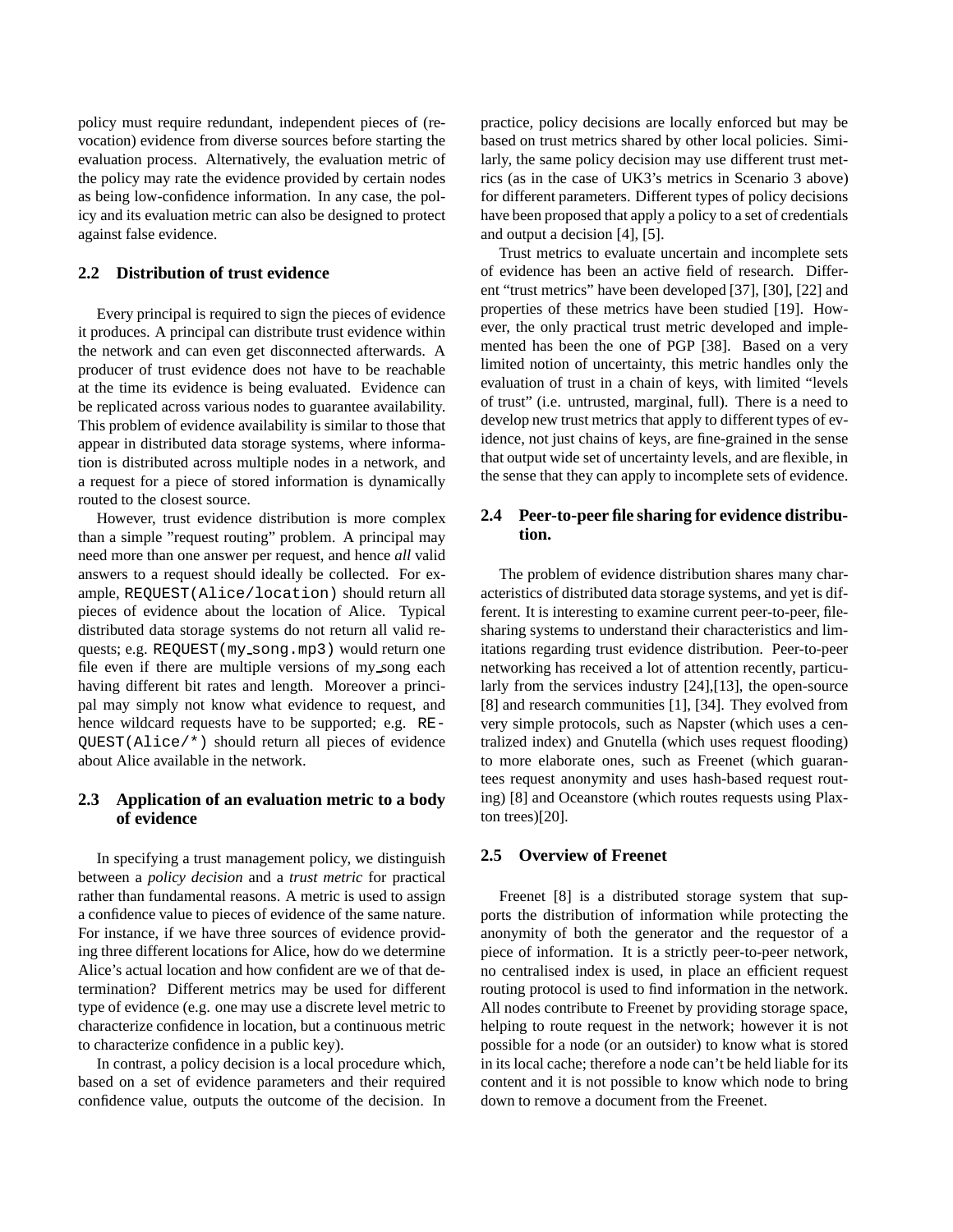policy must require redundant, independent pieces of (revocation) evidence from diverse sources before starting the evaluation process. Alternatively, the evaluation metric of the policy may rate the evidence provided by certain nodes as being low-confidence information. In any case, the policy and its evaluation metric can also be designed to protect against false evidence.

### 2.2 Distribution of trust evidence

Every principal is required to sign the pieces of evidence it produces. A principal can distribute trust evidence within the network and can even get disconnected afterwards. A producer of trust evidence does not have to be reachable at the time its evidence is being evaluated. Evidence can be replicated across various nodes to guarantee availability. This problem of evidence availability is similar to those that appear in distributed data storage systems, where information is distributed across multiple nodes in a network, and a request for a piece of stored information is dynamically routed to the closest source.

However, trust evidence distribution is more complex than a simple "request routing" problem. A principal may need more than one answer per request, and hence *all* valid answers to a request should ideally be collected. For example, `REQUEST(Alice/location)` should return all pieces of evidence about the location of Alice. Typical distributed data storage systems do not return all valid requests; e.g. `REQUEST(my_song.mp3)` would return one file even if there are multiple versions of my_song each having different bit rates and length. Moreover a principal may simply not know what evidence to request, and hence wildcard requests have to be supported; e.g. `REQUEST(Alice/*)` should return all pieces of evidence about Alice available in the network.

### 2.3 Application of an evaluation metric to a body of evidence

In specifying a trust management policy, we distinguish between a *policy decision* and a *trust metric* for practical rather than fundamental reasons. A metric is used to assign a confidence value to pieces of evidence of the same nature. For instance, if we have three sources of evidence providing three different locations for Alice, how do we determine Alice's actual location and how confident are we of that determination? Different metrics may be used for different type of evidence (e.g. one may use a discrete level metric to characterize confidence in location, but a continuous metric to characterize confidence in a public key).

In contrast, a policy decision is a local procedure which, based on a set of evidence parameters and their required confidence value, outputs the outcome of the decision. In practice, policy decisions are locally enforced but may be based on trust metrics shared by other local policies. Similarly, the same policy decision may use different trust metrics (as in the case of UK3's metrics in Scenario 3 above) for different parameters. Different types of policy decisions have been proposed that apply a policy to a set of credentials and output a decision [4], [5].

Trust metrics to evaluate uncertain and incomplete sets of evidence has been an active field of research. Different "trust metrics" have been developed [37], [30], [22] and properties of these metrics have been studied [19]. However, the only practical trust metric developed and implemented has been the one of PGP [38]. Based on a very limited notion of uncertainty, this metric handles only the evaluation of trust in a chain of keys, with limited "levels of trust" (i.e. untrusted, marginal, full). There is a need to develop new trust metrics that apply to different types of evidence, not just chains of keys, are fine-grained in the sense that output wide set of uncertainty levels, and are flexible, in the sense that they can apply to incomplete sets of evidence.

### 2.4 Peer-to-peer file sharing for evidence distribution.

The problem of evidence distribution shares many characteristics of distributed data storage systems, and yet is different. It is interesting to examine current peer-to-peer, file-sharing systems to understand their characteristics and limitations regarding trust evidence distribution. Peer-to-peer networking has received a lot of attention recently, particularly from the services industry [24],[13], the open-source [8] and research communities [1], [34]. They evolved from very simple protocols, such as Napster (which uses a centralized index) and Gnutella (which uses request flooding) to more elaborate ones, such as Freenet (which guarantees request anonymity and uses hash-based request routing) [8] and Oceanstore (which routes requests using Plaxton trees)[20].

### 2.5 Overview of Freenet

Freenet [8] is a distributed storage system that supports the distribution of information while protecting the anonymity of both the generator and the requestor of a piece of information. It is a strictly peer-to-peer network, no centralised index is used, in place an efficient request routing protocol is used to find information in the network. All nodes contribute to Freenet by providing storage space, helping to route request in the network; however it is not possible for a node (or an outsider) to know what is stored in its local cache; therefore a node can't be held liable for its content and it is not possible to know which node to bring down to remove a document from the Freenet.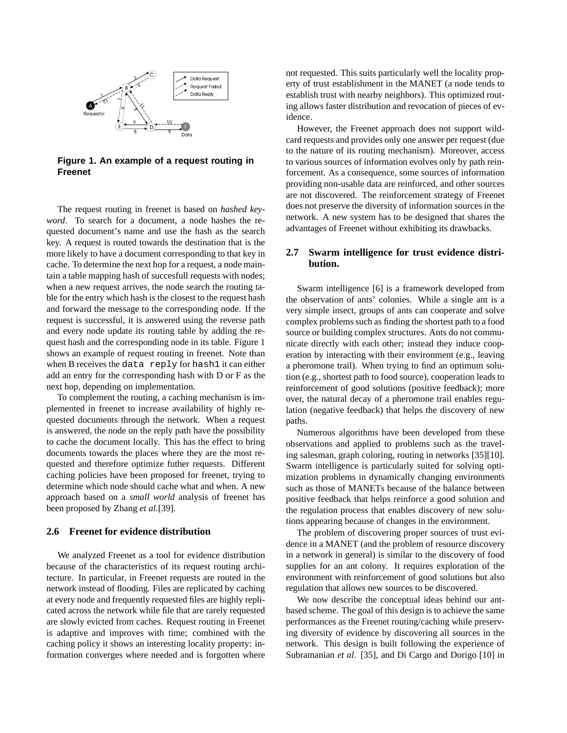Data Request
Request Failed
Data Reply

A
Requestor
B
C
E
D
F
Data

1 2 3 4 5 6 7 8 9 10 11 12

**Figure 1. An example of a request routing in Freenet**

The request routing in freenet is based on *hashed keyword*. To search for a document, a node hashes the requested document's name and use the hash as the search key. A request is routed towards the destination that is the more likely to have a document corresponding to that key in cache. To determine the next hop for a request, a node maintain a table mapping hash of succesfull requests with nodes; when a new request arrives, the node search the routing table for the entry which hash is the closest to the request hash and forward the message to the corresponding node. If the request is successful, it is answered using the reverse path and every node update its routing table by adding the request hash and the corresponding node in its table. Figure 1 shows an example of request routing in freenet. Note than when B receives the `data reply` for `hash1` it can either add an entry for the corresponding hash with D or F as the next hop, depending on implementation.

To complement the routing, a caching mechanism is implemented in freenet to increase availability of highly requested documents through the network. When a request is answered, the node on the reply path have the possibility to cache the document locally. This has the effect to bring documents towards the places where they are the most requested and therefore optimize futher requests. Different caching policies have been proposed for freenet, trying to determine which node should cache what and when. A new approach based on a *small world* analysis of freenet has been proposed by Zhang *et al.*[39].

### 2.6 Freenet for evidence distribution

We analyzed Freenet as a tool for evidence distribution because of the characteristics of its request routing architecture. In particular, in Freenet requests are routed in the network instead of flooding. Files are replicated by caching at every node and frequently requested files are highly replicated across the network while file that are rarely requested are slowly evicted from caches. Request routing in Freenet is adaptive and improves with time; combined with the caching policy it shows an interesting locality property: information converges where needed and is forgotten where not requested. This suits particularly well the locality property of trust establishment in the MANET (a node tends to establish trust with nearby neighbors). This optimized routing allows faster distribution and revocation of pieces of evidence.

However, the Freenet approach does not support wildcard requests and provides only one answer per request (due to the nature of its routing mechanism). Moreover, access to various sources of information evolves only by path reinforcement. As a consequence, some sources of information providing non-usable data are reinforced, and other sources are not discovered. The reinforcement strategy of Freenet does not preserve the diversity of information sources in the network. A new system has to be designed that shares the advantages of Freenet without exhibiting its drawbacks.

### 2.7 Swarm intelligence for trust evidence distribution.

Swarm intelligence [6] is a framework developed from the observation of ants' colonies. While a single ant is a very simple insect, groups of ants can cooperate and solve complex problems such as finding the shortest path to a food source or building complex structures. Ants do not communicate directly with each other; instead they induce cooperation by interacting with their environment (e.g., leaving a pheromone trail). When trying to find an optimum solution (e.g., shortest path to food source), cooperation leads to reinforcement of good solutions (positive feedback); more over, the natural decay of a pheromone trail enables regulation (negative feedback) that helps the discovery of new paths.

Numerous algorithms have been developed from these observations and applied to problems such as the traveling salesman, graph coloring, routing in networks [35][10]. Swarm intelligence is particularly suited for solving optimization problems in dynamically changing environments such as those of MANETs because of the balance between positive feedback that helps reinforce a good solution and the regulation process that enables discovery of new solutions appearing because of changes in the environment.

The problem of discovering proper sources of trust evidence in a MANET (and the problem of resource discovery in a network in general) is similar to the discovery of food supplies for an ant colony. It requires exploration of the environment with reinforcement of good solutions but also regulation that allows new sources to be discovered.

We now describe the conceptual ideas behind our ant-based scheme. The goal of this design is to achieve the same performances as the Freenet routing/caching while preserving diversity of evidence by discovering all sources in the network. This design is built following the experience of Subramanian *et al.* [35], and Di Cargo and Dorigo [10] in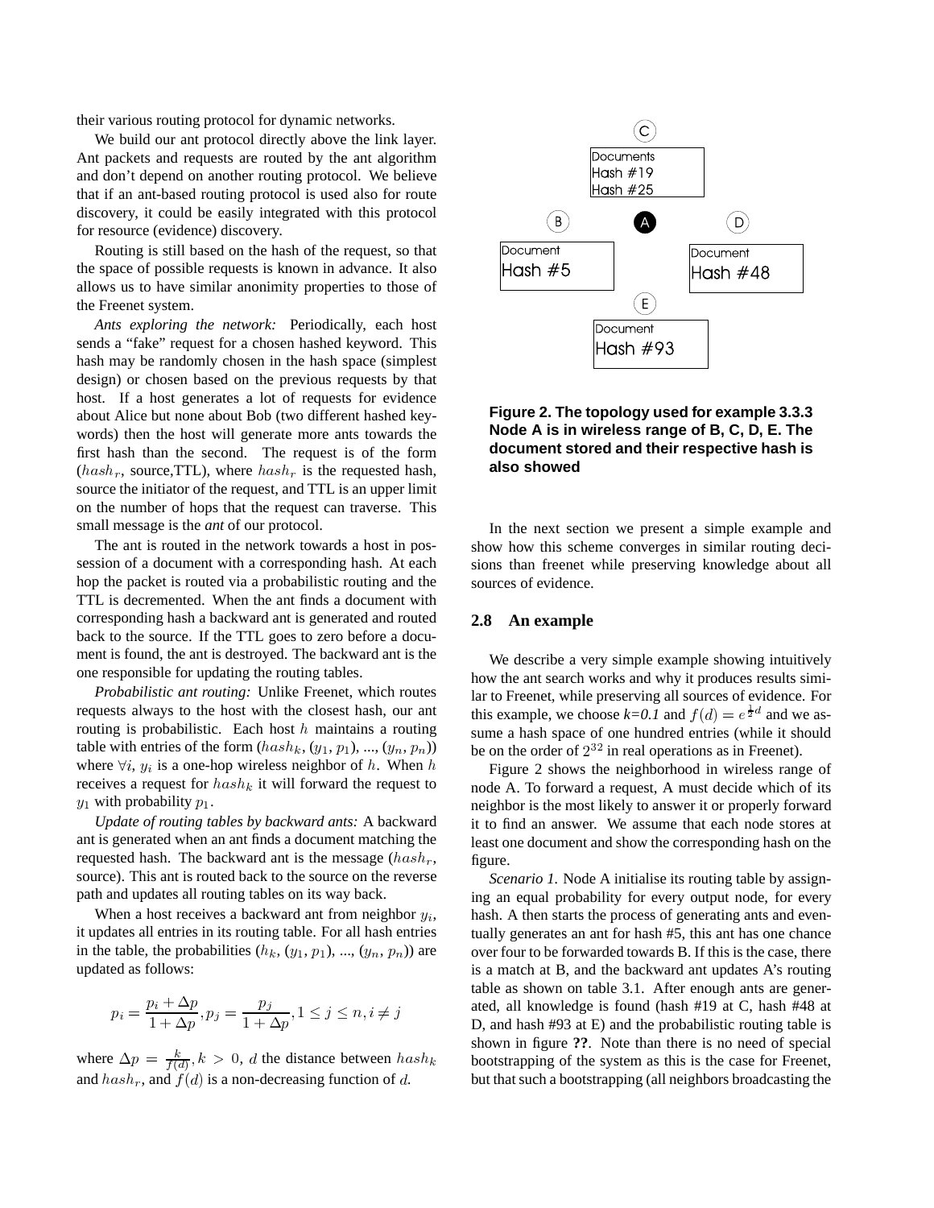their various routing protocol for dynamic networks.

We build our ant protocol directly above the link layer. Ant packets and requests are routed by the ant algorithm and don't depend on another routing protocol. We believe that if an ant-based routing protocol is used also for route discovery, it could be easily integrated with this protocol for resource (evidence) discovery.

Routing is still based on the hash of the request, so that the space of possible requests is known in advance. It also allows us to have similar anonimity properties to those of the Freenet system.

*Ants exploring the network:* Periodically, each host sends a "fake" request for a chosen hashed keyword. This hash may be randomly chosen in the hash space (simplest design) or chosen based on the previous requests by that host. If a host generates a lot of requests for evidence about Alice but none about Bob (two different hashed keywords) then the host will generate more ants towards the first hash than the second. The request is of the form ($hash_r$, source,TTL), where $hash_r$ is the requested hash, source the initiator of the request, and TTL is an upper limit on the number of hops that the request can traverse. This small message is the *ant* of our protocol.

The ant is routed in the network towards a host in possession of a document with a corresponding hash. At each hop the packet is routed via a probabilistic routing and the TTL is decremented. When the ant finds a document with corresponding hash a backward ant is generated and routed back to the source. If the TTL goes to zero before a document is found, the ant is destroyed. The backward ant is the one responsible for updating the routing tables.

*Probabilistic ant routing:* Unlike Freenet, which routes requests always to the host with the closest hash, our ant routing is probabilistic. Each host $h$ maintains a routing table with entries of the form ($hash_k$, ($y_1$, $p_1$), ..., ($y_n$, $p_n$)) where $\forall i$, $y_i$ is a one-hop wireless neighbor of $h$. When $h$ receives a request for $hash_k$ it will forward the request to $y_1$ with probability $p_1$.

*Update of routing tables by backward ants:* A backward ant is generated when an ant finds a document matching the requested hash. The backward ant is the message ($hash_r$, source). This ant is routed back to the source on the reverse path and updates all routing tables on its way back.

When a host receives a backward ant from neighbor $y_i$, it updates all entries in its routing table. For all hash entries in the table, the probabilities ($h_k$, ($y_1$, $p_1$), ..., ($y_n$, $p_n$)) are updated as follows:

$$p_i = \frac{p_i + \Delta p}{1 + \Delta p}, p_j = \frac{p_j}{1 + \Delta p}, 1 \leq j \leq n, i \neq j$$

where $\Delta p = \frac{k}{f(d)}, k > 0$, $d$ the distance between $hash_k$ and $hash_r$, and $f(d)$ is a non-decreasing function of $d$.

**Figure 2. The topology used for example 3.3.3 Node A is in wireless range of B, C, D, E. The document stored and their respective hash is also showed**

In the next section we present a simple example and show how this scheme converges in similar routing decisions than freenet while preserving knowledge about all sources of evidence.

## 2.8 An example

We describe a very simple example showing intuitively how the ant search works and why it produces results similar to Freenet, while preserving all sources of evidence. For this example, we choose *k=0.1* and $f(d) = e^{\frac{1}{2}d}$ and we assume a hash space of one hundred entries (while it should be on the order of $2^{32}$ in real operations as in Freenet).

Figure 2 shows the neighborhood in wireless range of node A. To forward a request, A must decide which of its neighbor is the most likely to answer it or properly forward it to find an answer. We assume that each node stores at least one document and show the corresponding hash on the figure.

*Scenario 1.* Node A initialise its routing table by assigning an equal probability for every output node, for every hash. A then starts the process of generating ants and eventually generates an ant for hash #5, this ant has one chance over four to be forwarded towards B. If this is the case, there is a match at B, and the backward ant updates A's routing table as shown on table 3.1. After enough ants are generated, all knowledge is found (hash #19 at C, hash #48 at D, and hash #93 at E) and the probabilistic routing table is shown in figure **??**. Note than there is no need of special bootstrapping of the system as this is the case for Freenet, but that such a bootstrapping (all neighbors broadcasting the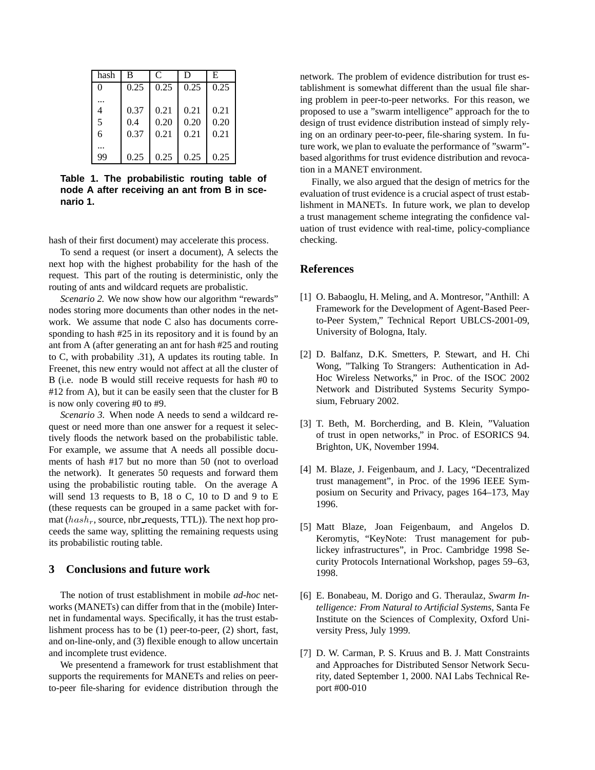| hash | B | C | D | E |
|---|---|---|---|---|
| 0 | 0.25 | 0.25 | 0.25 | 0.25 |
| ... | | | | |
| 4 | 0.37 | 0.21 | 0.21 | 0.21 |
| 5 | 0.4 | 0.20 | 0.20 | 0.20 |
| 6 | 0.37 | 0.21 | 0.21 | 0.21 |
| ... | | | | |
| 99 | 0.25 | 0.25 | 0.25 | 0.25 |

**Table 1. The probabilistic routing table of node A after receiving an ant from B in scenario 1.**

hash of their first document) may accelerate this process.

To send a request (or insert a document), A selects the next hop with the highest probability for the hash of the request. This part of the routing is deterministic, only the routing of ants and wildcard requets are probalistic.

*Scenario 2.* We now show how our algorithm "rewards" nodes storing more documents than other nodes in the network. We assume that node C also has documents corresponding to hash #25 in its repository and it is found by an ant from A (after generating an ant for hash #25 and routing to C, with probability .31), A updates its routing table. In Freenet, this new entry would not affect at all the cluster of B (i.e. node B would still receive requests for hash #0 to #12 from A), but it can be easily seen that the cluster for B is now only covering #0 to #9.

*Scenario 3.* When node A needs to send a wildcard request or need more than one answer for a request it selectively floods the network based on the probabilistic table. For example, we assume that A needs all possible documents of hash #17 but no more than 50 (not to overload the network). It generates 50 requests and forward them using the probabilistic routing table. On the average A will send 13 requests to B, 18 o C, 10 to D and 9 to E (these requests can be grouped in a same packet with format ($hash_r$, source, nbr_requests, TTL)). The next hop proceeds the same way, splitting the remaining requests using its probabilistic routing table.

## 3 Conclusions and future work

The notion of trust establishment in mobile *ad-hoc* networks (MANETs) can differ from that in the (mobile) Internet in fundamental ways. Specifically, it has the trust establishment process has to be (1) peer-to-peer, (2) short, fast, and on-line-only, and (3) flexible enough to allow uncertain and incomplete trust evidence.

We presentend a framework for trust establishment that supports the requirements for MANETs and relies on peer-to-peer file-sharing for evidence distribution through the network. The problem of evidence distribution for trust establishment is somewhat different than the usual file sharing problem in peer-to-peer networks. For this reason, we proposed to use a "swarm intelligence" approach for the to design of trust evidence distribution instead of simply relying on an ordinary peer-to-peer, file-sharing system. In future work, we plan to evaluate the performance of "swarm"-based algorithms for trust evidence distribution and revocation in a MANET environment.

Finally, we also argued that the design of metrics for the evaluation of trust evidence is a crucial aspect of trust establishment in MANETs. In future work, we plan to develop a trust management scheme integrating the confidence valuation of trust evidence with real-time, policy-compliance checking.

## References

[1] O. Babaoglu, H. Meling, and A. Montresor, "Anthill: A Framework for the Development of Agent-Based Peer-to-Peer System," Technical Report UBLCS-2001-09, University of Bologna, Italy.

[2] D. Balfanz, D.K. Smetters, P. Stewart, and H. Chi Wong, "Talking To Strangers: Authentication in Ad-Hoc Wireless Networks," in Proc. of the ISOC 2002 Network and Distributed Systems Security Symposium, February 2002.

[3] T. Beth, M. Borcherding, and B. Klein, "Valuation of trust in open networks," in Proc. of ESORICS 94. Brighton, UK, November 1994.

[4] M. Blaze, J. Feigenbaum, and J. Lacy, "Decentralized trust management", in Proc. of the 1996 IEEE Symposium on Security and Privacy, pages 164–173, May 1996.

[5] Matt Blaze, Joan Feigenbaum, and Angelos D. Keromytis, "KeyNote: Trust management for publickey infrastructures", in Proc. Cambridge 1998 Security Protocols International Workshop, pages 59–63, 1998.

[6] E. Bonabeau, M. Dorigo and G. Theraulaz, *Swarm Intelligence: From Natural to Artificial Systems*, Santa Fe Institute on the Sciences of Complexity, Oxford University Press, July 1999.

[7] D. W. Carman, P. S. Kruus and B. J. Matt Constraints and Approaches for Distributed Sensor Network Security, dated September 1, 2000. NAI Labs Technical Report #00-010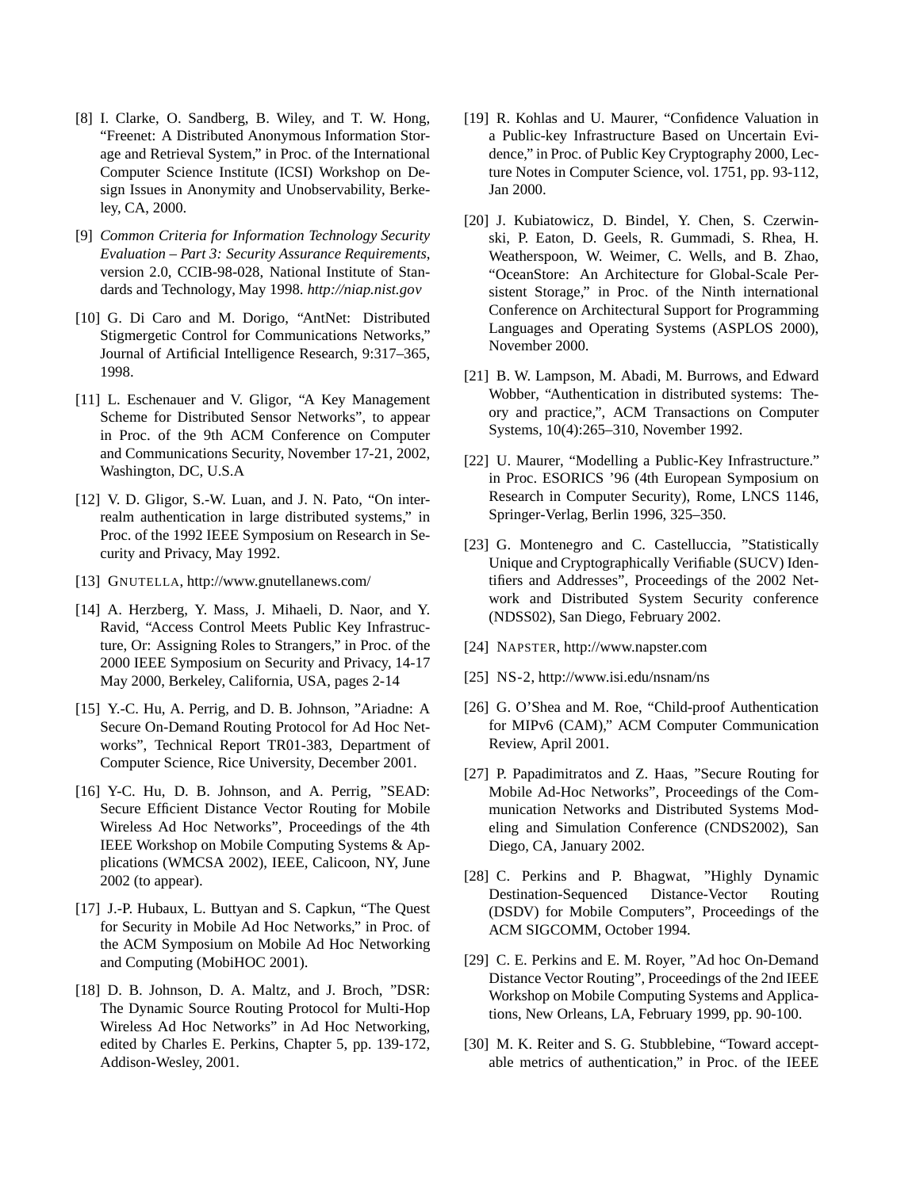[8] I. Clarke, O. Sandberg, B. Wiley, and T. W. Hong, "Freenet: A Distributed Anonymous Information Storage and Retrieval System," in Proc. of the International Computer Science Institute (ICSI) Workshop on Design Issues in Anonymity and Unobservability, Berkeley, CA, 2000.

[9] *Common Criteria for Information Technology Security Evaluation – Part 3: Security Assurance Requirements*, version 2.0, CCIB-98-028, National Institute of Standards and Technology, May 1998. *http://niap.nist.gov*

[10] G. Di Caro and M. Dorigo, "AntNet: Distributed Stigmergetic Control for Communications Networks," Journal of Artificial Intelligence Research, 9:317–365, 1998.

[11] L. Eschenauer and V. Gligor, "A Key Management Scheme for Distributed Sensor Networks", to appear in Proc. of the 9th ACM Conference on Computer and Communications Security, November 17-21, 2002, Washington, DC, U.S.A

[12] V. D. Gligor, S.-W. Luan, and J. N. Pato, "On inter-realm authentication in large distributed systems," in Proc. of the 1992 IEEE Symposium on Research in Security and Privacy, May 1992.

[13] GNUTELLA, http://www.gnutellanews.com/

[14] A. Herzberg, Y. Mass, J. Mihaeli, D. Naor, and Y. Ravid, "Access Control Meets Public Key Infrastructure, Or: Assigning Roles to Strangers," in Proc. of the 2000 IEEE Symposium on Security and Privacy, 14-17 May 2000, Berkeley, California, USA, pages 2-14

[15] Y.-C. Hu, A. Perrig, and D. B. Johnson, "Ariadne: A Secure On-Demand Routing Protocol for Ad Hoc Networks", Technical Report TR01-383, Department of Computer Science, Rice University, December 2001.

[16] Y-C. Hu, D. B. Johnson, and A. Perrig, "SEAD: Secure Efficient Distance Vector Routing for Mobile Wireless Ad Hoc Networks", Proceedings of the 4th IEEE Workshop on Mobile Computing Systems & Applications (WMCSA 2002), IEEE, Calicoon, NY, June 2002 (to appear).

[17] J.-P. Hubaux, L. Buttyan and S. Capkun, "The Quest for Security in Mobile Ad Hoc Networks," in Proc. of the ACM Symposium on Mobile Ad Hoc Networking and Computing (MobiHOC 2001).

[18] D. B. Johnson, D. A. Maltz, and J. Broch, "DSR: The Dynamic Source Routing Protocol for Multi-Hop Wireless Ad Hoc Networks" in Ad Hoc Networking, edited by Charles E. Perkins, Chapter 5, pp. 139-172, Addison-Wesley, 2001.

[19] R. Kohlas and U. Maurer, "Confidence Valuation in a Public-key Infrastructure Based on Uncertain Evidence," in Proc. of Public Key Cryptography 2000, Lecture Notes in Computer Science, vol. 1751, pp. 93-112, Jan 2000.

[20] J. Kubiatowicz, D. Bindel, Y. Chen, S. Czerwinski, P. Eaton, D. Geels, R. Gummadi, S. Rhea, H. Weatherspoon, W. Weimer, C. Wells, and B. Zhao, "OceanStore: An Architecture for Global-Scale Persistent Storage," in Proc. of the Ninth international Conference on Architectural Support for Programming Languages and Operating Systems (ASPLOS 2000), November 2000.

[21] B. W. Lampson, M. Abadi, M. Burrows, and Edward Wobber, "Authentication in distributed systems: Theory and practice,", ACM Transactions on Computer Systems, 10(4):265–310, November 1992.

[22] U. Maurer, "Modelling a Public-Key Infrastructure." in Proc. ESORICS '96 (4th European Symposium on Research in Computer Security), Rome, LNCS 1146, Springer-Verlag, Berlin 1996, 325–350.

[23] G. Montenegro and C. Castelluccia, "Statistically Unique and Cryptographically Verifiable (SUCV) Identifiers and Addresses", Proceedings of the 2002 Network and Distributed System Security conference (NDSS02), San Diego, February 2002.

[24] NAPSTER, http://www.napster.com

[25] NS-2, http://www.isi.edu/nsnam/ns

[26] G. O'Shea and M. Roe, "Child-proof Authentication for MIPv6 (CAM)," ACM Computer Communication Review, April 2001.

[27] P. Papadimitratos and Z. Haas, "Secure Routing for Mobile Ad-Hoc Networks", Proceedings of the Communication Networks and Distributed Systems Modeling and Simulation Conference (CNDS2002), San Diego, CA, January 2002.

[28] C. Perkins and P. Bhagwat, "Highly Dynamic Destination-Sequenced Distance-Vector Routing (DSDV) for Mobile Computers", Proceedings of the ACM SIGCOMM, October 1994.

[29] C. E. Perkins and E. M. Royer, "Ad hoc On-Demand Distance Vector Routing", Proceedings of the 2nd IEEE Workshop on Mobile Computing Systems and Applications, New Orleans, LA, February 1999, pp. 90-100.

[30] M. K. Reiter and S. G. Stubblebine, "Toward acceptable metrics of authentication," in Proc. of the IEEE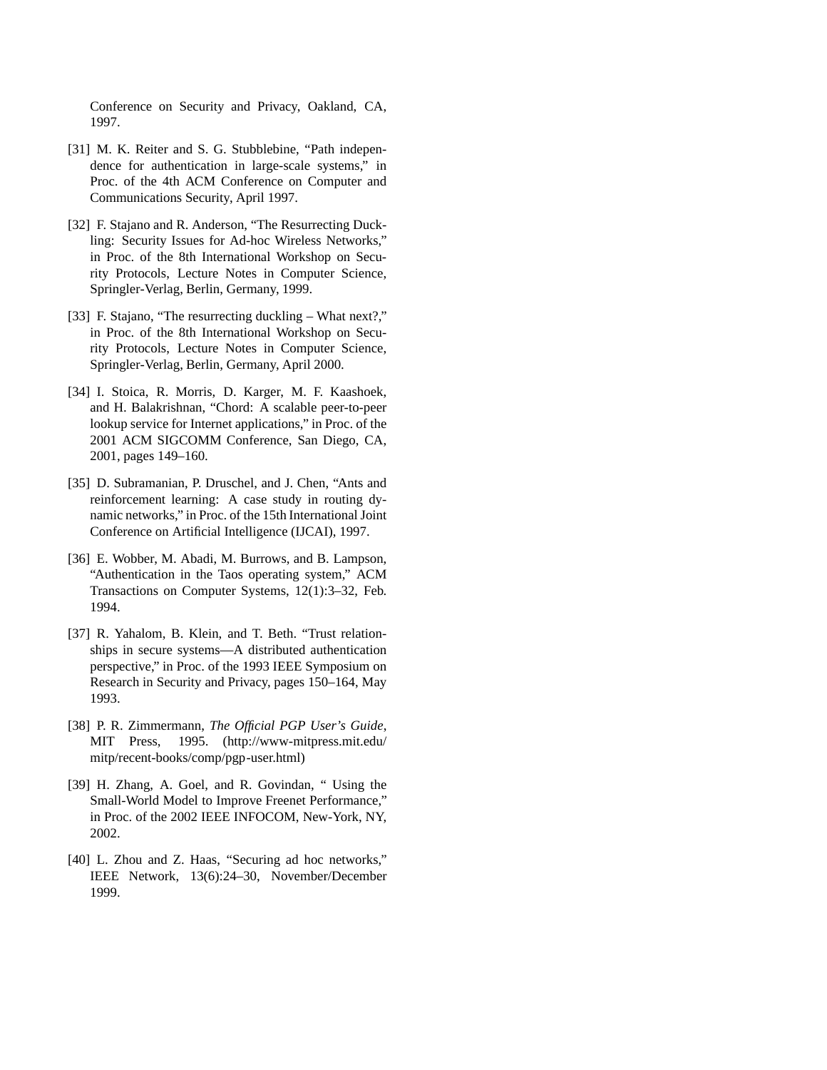Conference on Security and Privacy, Oakland, CA, 1997.

[31] M. K. Reiter and S. G. Stubblebine, "Path independence for authentication in large-scale systems," in Proc. of the 4th ACM Conference on Computer and Communications Security, April 1997.

[32] F. Stajano and R. Anderson, "The Resurrecting Duckling: Security Issues for Ad-hoc Wireless Networks," in Proc. of the 8th International Workshop on Security Protocols, Lecture Notes in Computer Science, Springler-Verlag, Berlin, Germany, 1999.

[33] F. Stajano, "The resurrecting duckling – What next?," in Proc. of the 8th International Workshop on Security Protocols, Lecture Notes in Computer Science, Springler-Verlag, Berlin, Germany, April 2000.

[34] I. Stoica, R. Morris, D. Karger, M. F. Kaashoek, and H. Balakrishnan, "Chord: A scalable peer-to-peer lookup service for Internet applications," in Proc. of the 2001 ACM SIGCOMM Conference, San Diego, CA, 2001, pages 149–160.

[35] D. Subramanian, P. Druschel, and J. Chen, "Ants and reinforcement learning: A case study in routing dynamic networks," in Proc. of the 15th International Joint Conference on Artificial Intelligence (IJCAI), 1997.

[36] E. Wobber, M. Abadi, M. Burrows, and B. Lampson, "Authentication in the Taos operating system," ACM Transactions on Computer Systems, 12(1):3–32, Feb. 1994.

[37] R. Yahalom, B. Klein, and T. Beth. "Trust relationships in secure systems—A distributed authentication perspective," in Proc. of the 1993 IEEE Symposium on Research in Security and Privacy, pages 150–164, May 1993.

[38] P. R. Zimmermann, *The Official PGP User's Guide*, MIT Press, 1995. (http://www-mitpress.mit.edu/mitp/recent-books/comp/pgp-user.html)

[39] H. Zhang, A. Goel, and R. Govindan, " Using the Small-World Model to Improve Freenet Performance," in Proc. of the 2002 IEEE INFOCOM, New-York, NY, 2002.

[40] L. Zhou and Z. Haas, "Securing ad hoc networks," IEEE Network, 13(6):24–30, November/December 1999.